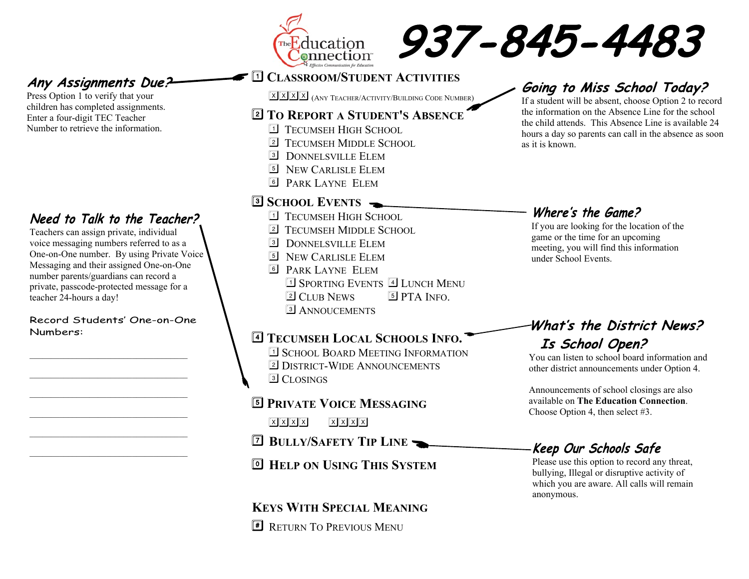# The Education Connection — 937-845-4483

*Effective Communication for Education*

## Any Assignments Due?

Press Option 1 to verify that your children has completed assignments. Enter a four-digit TEC Teacher Number to retrieve the information.

## Need to Talk to the Teacher?

Teachers can assign private, individual voice messaging numbers referred to as a One-on-One number. By using Private Voice Messaging and their assigned One-on-One number parents/guardians can record a private, passcode-protected message for a teacher 24-hours a day!

Record Students' One-on-One Numbers:

\_\_\_\_\_\_\_\_\_\_\_\_\_\_\_\_\_\_\_\_\_\_\_\_\_\_\_\_\_\_

\_\_\_\_\_\_\_\_\_\_\_\_\_\_\_\_\_\_\_\_\_\_\_\_\_\_\_\_\_\_

\_\_\_\_\_\_\_\_\_\_\_\_\_\_\_\_\_\_\_\_\_\_\_\_\_\_\_\_\_\_

\_\_\_\_\_\_\_\_\_\_\_\_\_\_\_\_\_\_\_\_\_\_\_\_\_\_\_\_\_\_

\_\_\_\_\_\_\_\_\_\_\_\_\_\_\_\_\_\_\_\_\_\_\_\_\_\_\_\_\_\_

\_\_\_\_\_\_\_\_\_\_\_\_\_\_\_\_\_\_\_\_\_\_\_\_\_\_\_\_\_\_

## Menu

**1 Classroom/Student Activities**

- X X X X (Any Teacher/Activity/Building Code Number)

**2 To Report a Student's Absence**

- 1 Tecumseh High School
- 2 Tecumseh Middle School
- 3 Donnelsville Elem
- 5 New Carlisle Elem
- 6 Park Layne Elem

**3 School Events**

- 1 Tecumseh High School
- 2 Tecumseh Middle School
- 3 Donnelsville Elem
- 5 New Carlisle Elem
- 6 Park Layne Elem
  - 1 Sporting Events
  - 2 Club News
  - 3 Annoucements
  - 4 Lunch Menu
  - 5 PTA Info.

**4 Tecumseh Local Schools Info.**

- 1 School Board Meeting Information
- 2 District-Wide Announcements
- 3 Closings

**5 Private Voice Messaging**

- X X X X     X X X X

**7 Bully/Safety Tip Line**

**0 Help on Using This System**

### Keys With Special Meaning

**#** Return To Previous Menu

## Going to Miss School Today?

If a student will be absent, choose Option 2 to record the information on the Absence Line for the school the child attends. This Absence Line is available 24 hours a day so parents can call in the absence as soon as it is known.

## Where's the Game?

If you are looking for the location of the game or the time for an upcoming meeting, you will find this information under School Events.

## What's the District News? Is School Open?

You can listen to school board information and other district announcements under Option 4.

Announcements of school closings are also available on **The Education Connection**. Choose Option 4, then select #3.

## Keep Our Schools Safe

Please use this option to record any threat, bullying, Illegal or disruptive activity of which you are aware. All calls will remain anonymous.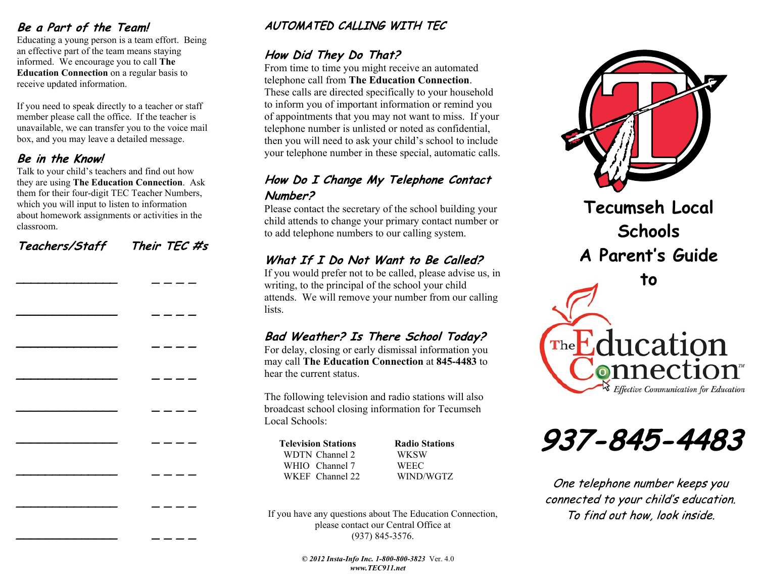## Be a Part of the Team!

Educating a young person is a team effort. Being an effective part of the team means staying informed. We encourage you to call **The Education Connection** on a regular basis to receive updated information.

If you need to speak directly to a teacher or staff member please call the office. If the teacher is unavailable, we can transfer you to the voice mail box, and you may leave a detailed message.

## Be in the Know!

Talk to your child's teachers and find out how they are using **The Education Connection**. Ask them for their four-digit TEC Teacher Numbers, which you will input to listen to information about homework assignments or activities in the classroom.

| Teachers/Staff | Their TEC #s |
|---|---|
| _______________ | _ _ _ _ |
| _______________ | _ _ _ _ |
| _______________ | _ _ _ _ |
| _______________ | _ _ _ _ |
| _______________ | _ _ _ _ |
| _______________ | _ _ _ _ |
| _______________ | _ _ _ _ |
| _______________ | _ _ _ _ |
| _______________ | _ _ _ _ |

## AUTOMATED CALLING WITH TEC

### How Did They Do That?

From time to time you might receive an automated telephone call from **The Education Connection**. These calls are directed specifically to your household to inform you of important information or remind you of appointments that you may not want to miss. If your telephone number is unlisted or noted as confidential, then you will need to ask your child's school to include your telephone number in these special, automatic calls.

### How Do I Change My Telephone Contact Number?

Please contact the secretary of the school building your child attends to change your primary contact number or to add telephone numbers to our calling system.

### What If I Do Not Want to Be Called?

If you would prefer not to be called, please advise us, in writing, to the principal of the school your child attends. We will remove your number from our calling lists.

### Bad Weather? Is There School Today?

For delay, closing or early dismissal information you may call **The Education Connection** at **845-4483** to hear the current status.

The following television and radio stations will also broadcast school closing information for Tecumseh Local Schools:

| Television Stations | Radio Stations |
|---|---|
| WDTN Channel 2 | WKSW |
| WHIO Channel 7 | WEEC |
| WKEF Channel 22 | WIND/WGTZ |

If you have any questions about The Education Connection, please contact our Central Office at (937) 845-3576.

***© 2012 Insta-Info Inc. 1-800-800-3823*** Ver. 4.0
***www.TEC911.net***

# Tecumseh Local Schools A Parent's Guide to

The Education Connection™
*Effective Communication for Education*

# *937-845-4483*

*One telephone number keeps you connected to your child's education. To find out how, look inside.*